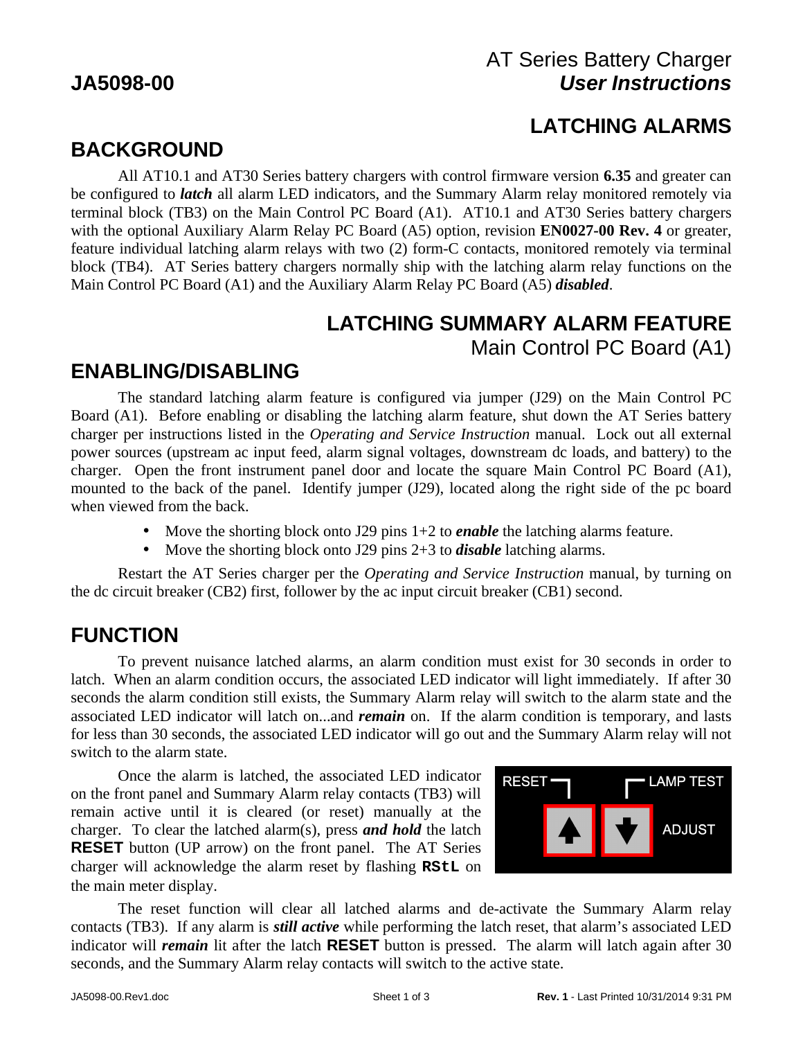AT Series Battery Charger

**JA5098-00** ***User Instructions***

## LATCHING ALARMS

## BACKGROUND

All AT10.1 and AT30 Series battery chargers with control firmware version **6.35** and greater can be configured to ***latch*** all alarm LED indicators, and the Summary Alarm relay monitored remotely via terminal block (TB3) on the Main Control PC Board (A1). AT10.1 and AT30 Series battery chargers with the optional Auxiliary Alarm Relay PC Board (A5) option, revision **EN0027-00 Rev. 4** or greater, feature individual latching alarm relays with two (2) form-C contacts, monitored remotely via terminal block (TB4). AT Series battery chargers normally ship with the latching alarm relay functions on the Main Control PC Board (A1) and the Auxiliary Alarm Relay PC Board (A5) ***disabled***.

## LATCHING SUMMARY ALARM FEATURE

Main Control PC Board (A1)

## ENABLING/DISABLING

The standard latching alarm feature is configured via jumper (J29) on the Main Control PC Board (A1). Before enabling or disabling the latching alarm feature, shut down the AT Series battery charger per instructions listed in the *Operating and Service Instruction* manual. Lock out all external power sources (upstream ac input feed, alarm signal voltages, downstream dc loads, and battery) to the charger. Open the front instrument panel door and locate the square Main Control PC Board (A1), mounted to the back of the panel. Identify jumper (J29), located along the right side of the pc board when viewed from the back.

- Move the shorting block onto J29 pins 1+2 to ***enable*** the latching alarms feature.
- Move the shorting block onto J29 pins 2+3 to ***disable*** latching alarms.

Restart the AT Series charger per the *Operating and Service Instruction* manual, by turning on the dc circuit breaker (CB2) first, follower by the ac input circuit breaker (CB1) second.

## FUNCTION

To prevent nuisance latched alarms, an alarm condition must exist for 30 seconds in order to latch. When an alarm condition occurs, the associated LED indicator will light immediately. If after 30 seconds the alarm condition still exists, the Summary Alarm relay will switch to the alarm state and the associated LED indicator will latch on...and ***remain*** on. If the alarm condition is temporary, and lasts for less than 30 seconds, the associated LED indicator will go out and the Summary Alarm relay will not switch to the alarm state.

Once the alarm is latched, the associated LED indicator on the front panel and Summary Alarm relay contacts (TB3) will remain active until it is cleared (or reset) manually at the charger. To clear the latched alarm(s), press ***and hold*** the latch **RESET** button (UP arrow) on the front panel. The AT Series charger will acknowledge the alarm reset by flashing **RStL** on the main meter display.

RESET LAMP TEST ADJUST

The reset function will clear all latched alarms and de-activate the Summary Alarm relay contacts (TB3). If any alarm is ***still active*** while performing the latch reset, that alarm's associated LED indicator will ***remain*** lit after the latch **RESET** button is pressed. The alarm will latch again after 30 seconds, and the Summary Alarm relay contacts will switch to the active state.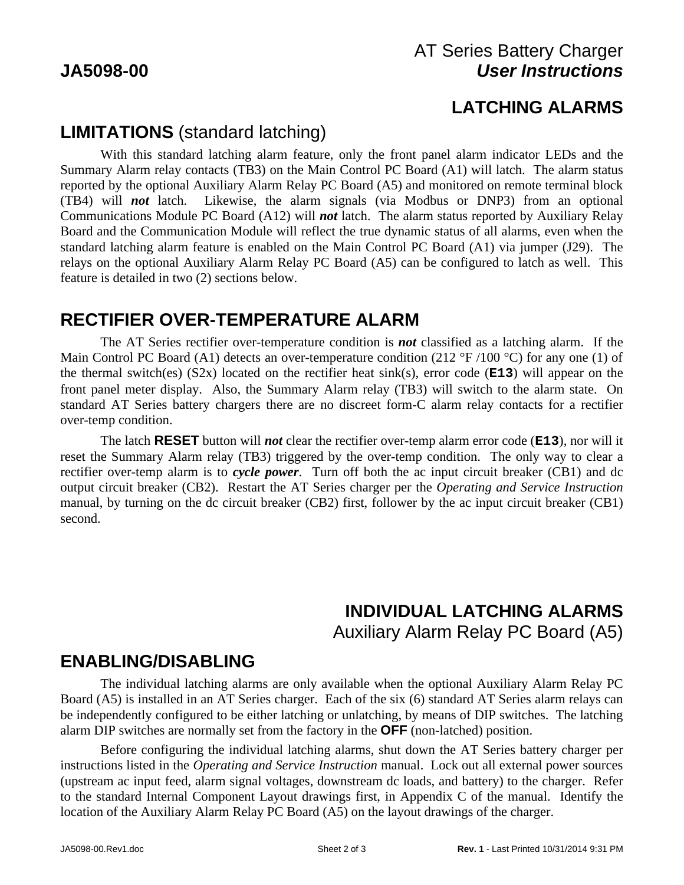## LATCHING ALARMS

### LIMITATIONS (standard latching)

With this standard latching alarm feature, only the front panel alarm indicator LEDs and the Summary Alarm relay contacts (TB3) on the Main Control PC Board (A1) will latch. The alarm status reported by the optional Auxiliary Alarm Relay PC Board (A5) and monitored on remote terminal block (TB4) will ***not*** latch. Likewise, the alarm signals (via Modbus or DNP3) from an optional Communications Module PC Board (A12) will ***not*** latch. The alarm status reported by Auxiliary Relay Board and the Communication Module will reflect the true dynamic status of all alarms, even when the standard latching alarm feature is enabled on the Main Control PC Board (A1) via jumper (J29). The relays on the optional Auxiliary Alarm Relay PC Board (A5) can be configured to latch as well. This feature is detailed in two (2) sections below.

### RECTIFIER OVER-TEMPERATURE ALARM

The AT Series rectifier over-temperature condition is ***not*** classified as a latching alarm. If the Main Control PC Board (A1) detects an over-temperature condition (212 °F /100 °C) for any one (1) of the thermal switch(es) (S2x) located on the rectifier heat sink(s), error code (**E13**) will appear on the front panel meter display. Also, the Summary Alarm relay (TB3) will switch to the alarm state. On standard AT Series battery chargers there are no discreet form-C alarm relay contacts for a rectifier over-temp condition.

The latch **RESET** button will ***not*** clear the rectifier over-temp alarm error code (**E13**), nor will it reset the Summary Alarm relay (TB3) triggered by the over-temp condition. The only way to clear a rectifier over-temp alarm is to ***cycle power***. Turn off both the ac input circuit breaker (CB1) and dc output circuit breaker (CB2). Restart the AT Series charger per the *Operating and Service Instruction* manual, by turning on the dc circuit breaker (CB2) first, follower by the ac input circuit breaker (CB1) second.

## INDIVIDUAL LATCHING ALARMS

Auxiliary Alarm Relay PC Board (A5)

### ENABLING/DISABLING

The individual latching alarms are only available when the optional Auxiliary Alarm Relay PC Board (A5) is installed in an AT Series charger. Each of the six (6) standard AT Series alarm relays can be independently configured to be either latching or unlatching, by means of DIP switches. The latching alarm DIP switches are normally set from the factory in the **OFF** (non-latched) position.

Before configuring the individual latching alarms, shut down the AT Series battery charger per instructions listed in the *Operating and Service Instruction* manual. Lock out all external power sources (upstream ac input feed, alarm signal voltages, downstream dc loads, and battery) to the charger. Refer to the standard Internal Component Layout drawings first, in Appendix C of the manual. Identify the location of the Auxiliary Alarm Relay PC Board (A5) on the layout drawings of the charger.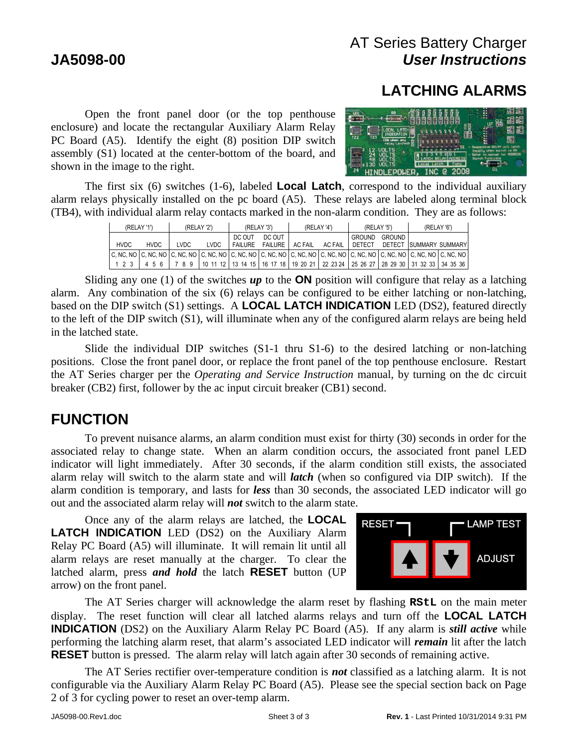# LATCHING ALARMS

Open the front panel door (or the top penthouse enclosure) and locate the rectangular Auxiliary Alarm Relay PC Board (A5). Identify the eight (8) position DIP switch assembly (S1) located at the center-bottom of the board, and shown in the image to the right.

The first six (6) switches (1-6), labeled **Local Latch**, correspond to the individual auxiliary alarm relays physically installed on the pc board (A5). These relays are labeled along terminal block (TB4), with individual alarm relay contacts marked in the non-alarm condition. They are as follows:

| (RELAY '1') | | (RELAY '2') | | (RELAY '3') | | (RELAY '4') | | (RELAY '5') | | (RELAY '6') | |
|---|---|---|---|---|---|---|---|---|---|---|---|
| HVDC | HVDC | LVDC | LVDC | DC OUT FAILURE | DC OUT FAILURE | AC FAIL | AC FAIL | GROUND DETECT | GROUND DETECT | SUMMARY | SUMMARY |
| C, NC, NO | C, NC, NO | C, NC, NO | C, NC, NO | C, NC, NO | C, NC, NO | C, NC, NO | C, NC, NO | C, NC, NO | C, NC, NO | C, NC, NO | C, NC, NO |
| 1 2 3 | 4 5 6 | 7 8 9 | 10 11 12 | 13 14 15 | 16 17 18 | 19 20 21 | 22 23 24 | 25 26 27 | 28 29 30 | 31 32 33 | 34 35 36 |

Sliding any one (1) of the switches ***up*** to the **ON** position will configure that relay as a latching alarm. Any combination of the six (6) relays can be configured to be either latching or non-latching, based on the DIP switch (S1) settings. A **LOCAL LATCH INDICATION** LED (DS2), featured directly to the left of the DIP switch (S1), will illuminate when any of the configured alarm relays are being held in the latched state.

Slide the individual DIP switches (S1-1 thru S1-6) to the desired latching or non-latching positions. Close the front panel door, or replace the front panel of the top penthouse enclosure. Restart the AT Series charger per the *Operating and Service Instruction* manual, by turning on the dc circuit breaker (CB2) first, follower by the ac input circuit breaker (CB1) second.

# FUNCTION

To prevent nuisance alarms, an alarm condition must exist for thirty (30) seconds in order for the associated relay to change state. When an alarm condition occurs, the associated front panel LED indicator will light immediately. After 30 seconds, if the alarm condition still exists, the associated alarm relay will switch to the alarm state and will ***latch*** (when so configured via DIP switch). If the alarm condition is temporary, and lasts for ***less*** than 30 seconds, the associated LED indicator will go out and the associated alarm relay will ***not*** switch to the alarm state.

Once any of the alarm relays are latched, the **LOCAL LATCH INDICATION** LED (DS2) on the Auxiliary Alarm Relay PC Board (A5) will illuminate. It will remain lit until all alarm relays are reset manually at the charger. To clear the latched alarm, press ***and hold*** the latch **RESET** button (UP arrow) on the front panel.

RESET

LAMP TEST

ADJUST

The AT Series charger will acknowledge the alarm reset by flashing **RStL** on the main meter display. The reset function will clear all latched alarms relays and turn off the **LOCAL LATCH INDICATION** (DS2) on the Auxiliary Alarm Relay PC Board (A5). If any alarm is ***still active*** while performing the latching alarm reset, that alarm's associated LED indicator will ***remain*** lit after the latch **RESET** button is pressed. The alarm relay will latch again after 30 seconds of remaining active.

The AT Series rectifier over-temperature condition is ***not*** classified as a latching alarm. It is not configurable via the Auxiliary Alarm Relay PC Board (A5). Please see the special section back on Page 2 of 3 for cycling power to reset an over-temp alarm.